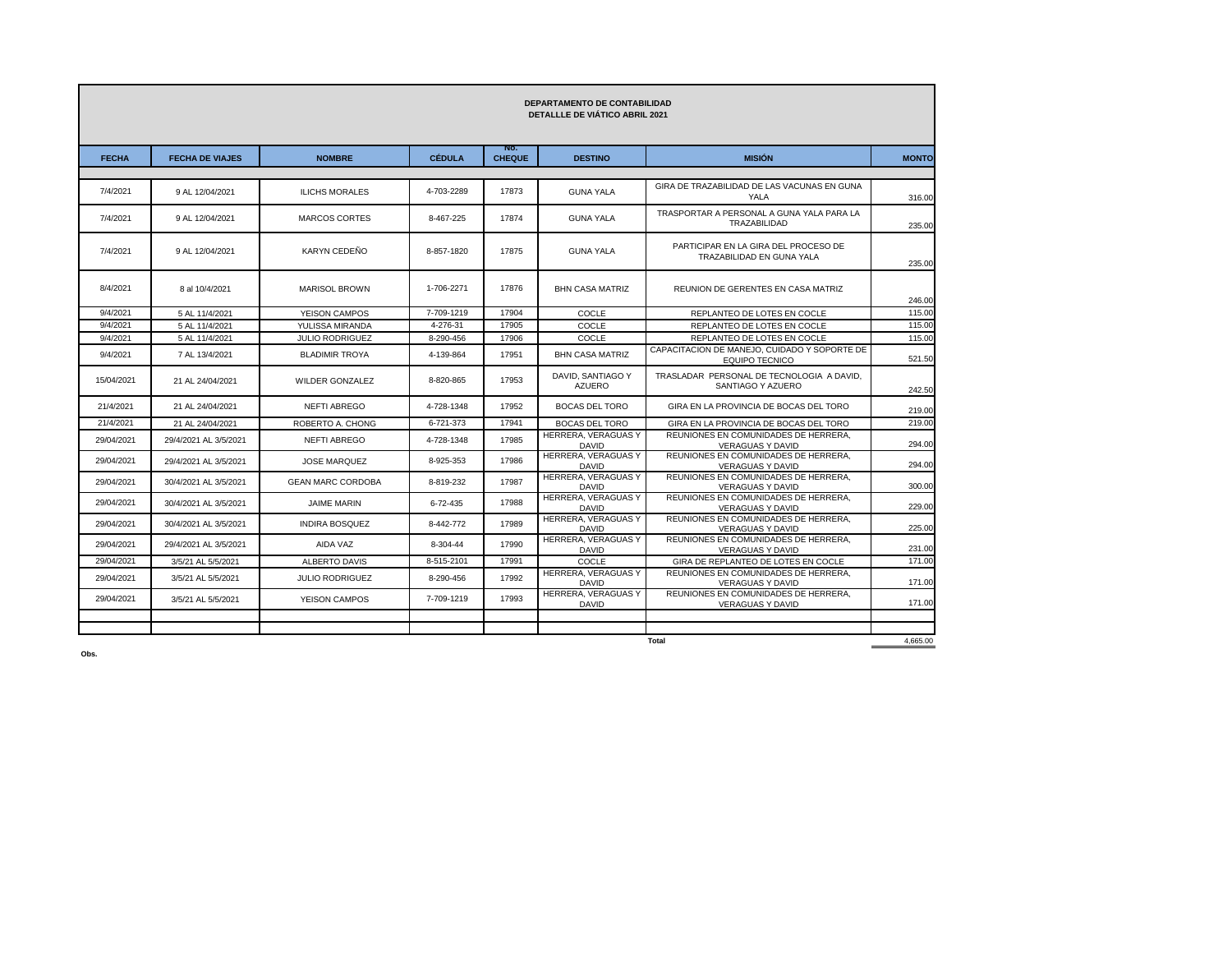**DEPARTAMENTO DE CONTABILIDAD**
**DETALLLE DE VIÁTICO ABRIL 2021**

| FECHA | FECHA DE VIAJES | NOMBRE | CÉDULA | No. CHEQUE | DESTINO | MISIÓN | MONTO |
|---|---|---|---|---|---|---|---|
| 7/4/2021 | 9 AL 12/04/2021 | ILICHS MORALES | 4-703-2289 | 17873 | GUNA YALA | GIRA DE TRAZABILIDAD DE LAS VACUNAS EN GUNA YALA | 316.00 |
| 7/4/2021 | 9 AL 12/04/2021 | MARCOS CORTES | 8-467-225 | 17874 | GUNA YALA | TRASPORTAR A PERSONAL A GUNA YALA PARA LA TRAZABILIDAD | 235.00 |
| 7/4/2021 | 9 AL 12/04/2021 | KARYN CEDEÑO | 8-857-1820 | 17875 | GUNA YALA | PARTICIPAR EN LA GIRA DEL PROCESO DE TRAZABILIDAD EN GUNA YALA | 235.00 |
| 8/4/2021 | 8 al 10/4/2021 | MARISOL BROWN | 1-706-2271 | 17876 | BHN CASA MATRIZ | REUNION DE GERENTES EN CASA MATRIZ | 246.00 |
| 9/4/2021 | 5 AL 11/4/2021 | YEISON CAMPOS | 7-709-1219 | 17904 | COCLE | REPLANTEO DE LOTES EN COCLE | 115.00 |
| 9/4/2021 | 5 AL 11/4/2021 | YULISSA MIRANDA | 4-276-31 | 17905 | COCLE | REPLANTEO DE LOTES EN COCLE | 115.00 |
| 9/4/2021 | 5 AL 11/4/2021 | JULIO RODRIGUEZ | 8-290-456 | 17906 | COCLE | REPLANTEO DE LOTES EN COCLE | 115.00 |
| 9/4/2021 | 7 AL 13/4/2021 | BLADIMIR TROYA | 4-139-864 | 17951 | BHN CASA MATRIZ | CAPACITACION DE MANEJO, CUIDADO Y SOPORTE DE EQUIPO TECNICO | 521.50 |
| 15/04/2021 | 21 AL 24/04/2021 | WILDER GONZALEZ | 8-820-865 | 17953 | DAVID, SANTIAGO Y AZUERO | TRASLADAR PERSONAL DE TECNOLOGIA A DAVID, SANTIAGO Y AZUERO | 242.50 |
| 21/4/2021 | 21 AL 24/04/2021 | NEFTI ABREGO | 4-728-1348 | 17952 | BOCAS DEL TORO | GIRA EN LA PROVINCIA DE BOCAS DEL TORO | 219.00 |
| 21/4/2021 | 21 AL 24/04/2021 | ROBERTO A. CHONG | 6-721-373 | 17941 | BOCAS DEL TORO | GIRA EN LA PROVINCIA DE BOCAS DEL TORO | 219.00 |
| 29/04/2021 | 29/4/2021 AL 3/5/2021 | NEFTI ABREGO | 4-728-1348 | 17985 | HERRERA, VERAGUAS Y DAVID | REUNIONES EN COMUNIDADES DE HERRERA, VERAGUAS Y DAVID | 294.00 |
| 29/04/2021 | 29/4/2021 AL 3/5/2021 | JOSE MARQUEZ | 8-925-353 | 17986 | HERRERA, VERAGUAS Y DAVID | REUNIONES EN COMUNIDADES DE HERRERA, VERAGUAS Y DAVID | 294.00 |
| 29/04/2021 | 30/4/2021 AL 3/5/2021 | GEAN MARC CORDOBA | 8-819-232 | 17987 | HERRERA, VERAGUAS Y DAVID | REUNIONES EN COMUNIDADES DE HERRERA, VERAGUAS Y DAVID | 300.00 |
| 29/04/2021 | 30/4/2021 AL 3/5/2021 | JAIME MARIN | 6-72-435 | 17988 | HERRERA, VERAGUAS Y DAVID | REUNIONES EN COMUNIDADES DE HERRERA, VERAGUAS Y DAVID | 229.00 |
| 29/04/2021 | 30/4/2021 AL 3/5/2021 | INDIRA BOSQUEZ | 8-442-772 | 17989 | HERRERA, VERAGUAS Y DAVID | REUNIONES EN COMUNIDADES DE HERRERA, VERAGUAS Y DAVID | 225.00 |
| 29/04/2021 | 29/4/2021 AL 3/5/2021 | AIDA VAZ | 8-304-44 | 17990 | HERRERA, VERAGUAS Y DAVID | REUNIONES EN COMUNIDADES DE HERRERA, VERAGUAS Y DAVID | 231.00 |
| 29/04/2021 | 3/5/21 AL 5/5/2021 | ALBERTO DAVIS | 8-515-2101 | 17991 | COCLE | GIRA DE REPLANTEO DE LOTES EN COCLE | 171.00 |
| 29/04/2021 | 3/5/21 AL 5/5/2021 | JULIO RODRIGUEZ | 8-290-456 | 17992 | HERRERA, VERAGUAS Y DAVID | REUNIONES EN COMUNIDADES DE HERRERA, VERAGUAS Y DAVID | 171.00 |
| 29/04/2021 | 3/5/21 AL 5/5/2021 | YEISON CAMPOS | 7-709-1219 | 17993 | HERRERA, VERAGUAS Y DAVID | REUNIONES EN COMUNIDADES DE HERRERA, VERAGUAS Y DAVID | 171.00 |
| | | | | | | | |
| | | | | | | | |
| | | | | | | **Total** | 4,665.00 |

**Obs.**